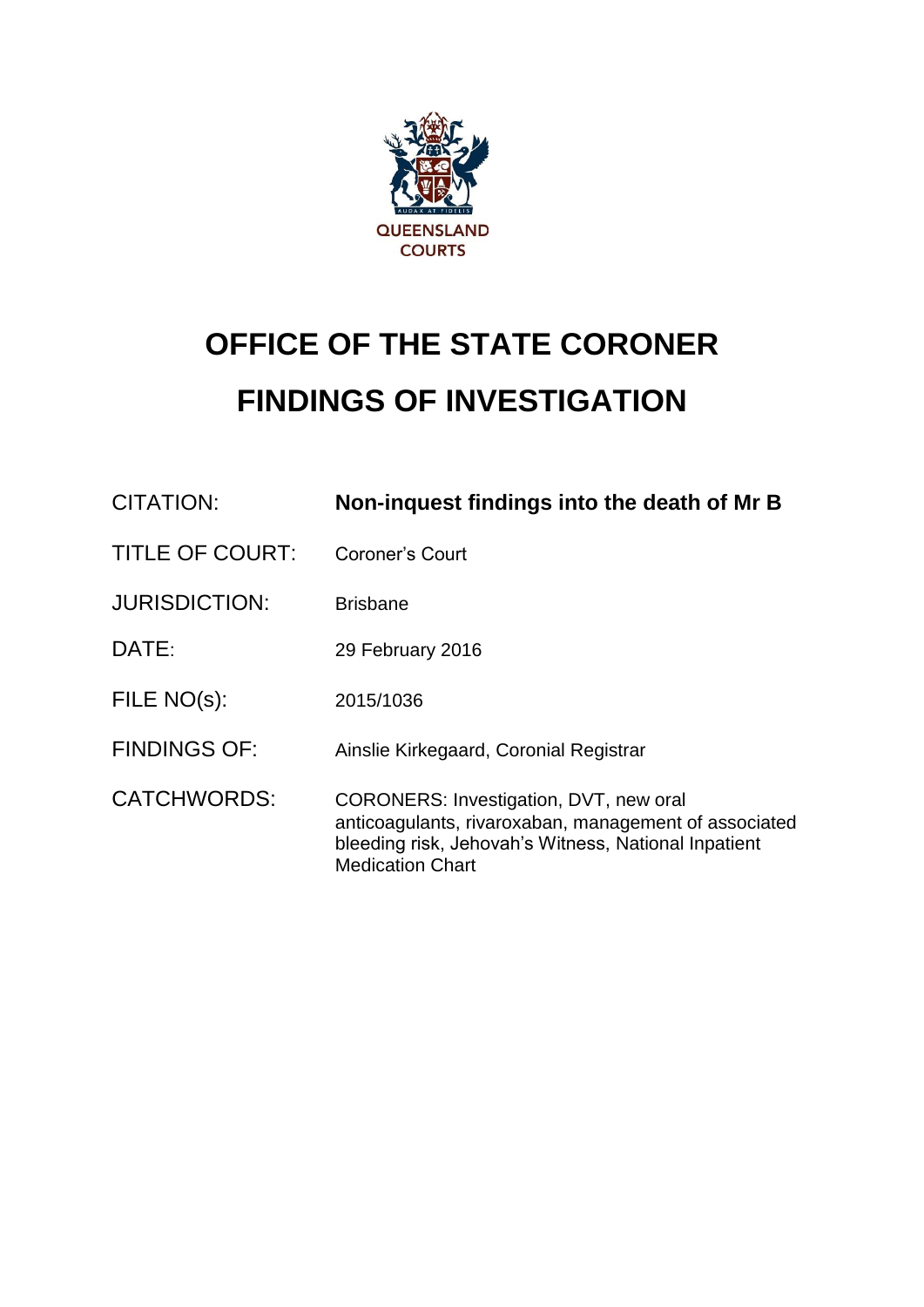QUEENSLAND COURTS

# OFFICE OF THE STATE CORONER
# FINDINGS OF INVESTIGATION

| | |
|---|---|
| CITATION: | **Non-inquest findings into the death of Mr B** |
| TITLE OF COURT: | Coroner's Court |
| JURISDICTION: | Brisbane |
| DATE: | 29 February 2016 |
| FILE NO(s): | 2015/1036 |
| FINDINGS OF: | Ainslie Kirkegaard, Coronial Registrar |
| CATCHWORDS: | CORONERS: Investigation, DVT, new oral anticoagulants, rivaroxaban, management of associated bleeding risk, Jehovah's Witness, National Inpatient Medication Chart |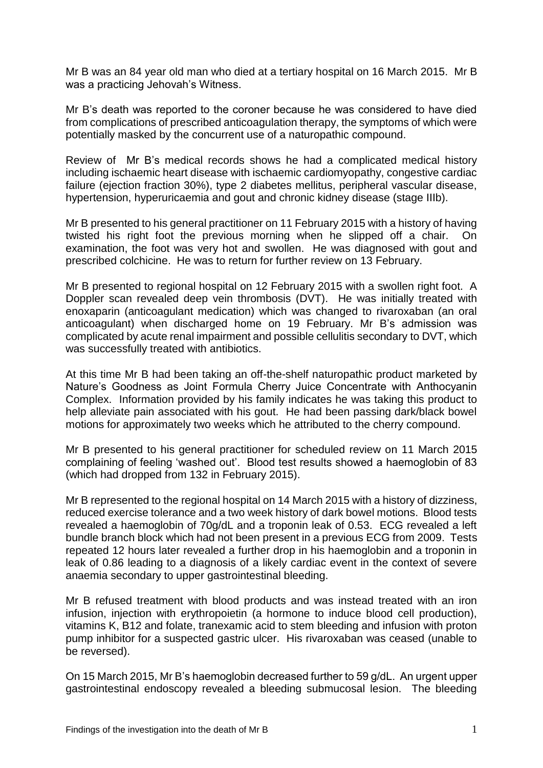Mr B was an 84 year old man who died at a tertiary hospital on 16 March 2015. Mr B was a practicing Jehovah's Witness.

Mr B's death was reported to the coroner because he was considered to have died from complications of prescribed anticoagulation therapy, the symptoms of which were potentially masked by the concurrent use of a naturopathic compound.

Review of Mr B's medical records shows he had a complicated medical history including ischaemic heart disease with ischaemic cardiomyopathy, congestive cardiac failure (ejection fraction 30%), type 2 diabetes mellitus, peripheral vascular disease, hypertension, hyperuricaemia and gout and chronic kidney disease (stage IIIb).

Mr B presented to his general practitioner on 11 February 2015 with a history of having twisted his right foot the previous morning when he slipped off a chair. On examination, the foot was very hot and swollen. He was diagnosed with gout and prescribed colchicine. He was to return for further review on 13 February.

Mr B presented to regional hospital on 12 February 2015 with a swollen right foot. A Doppler scan revealed deep vein thrombosis (DVT). He was initially treated with enoxaparin (anticoagulant medication) which was changed to rivaroxaban (an oral anticoagulant) when discharged home on 19 February. Mr B's admission was complicated by acute renal impairment and possible cellulitis secondary to DVT, which was successfully treated with antibiotics.

At this time Mr B had been taking an off-the-shelf naturopathic product marketed by Nature's Goodness as Joint Formula Cherry Juice Concentrate with Anthocyanin Complex. Information provided by his family indicates he was taking this product to help alleviate pain associated with his gout. He had been passing dark/black bowel motions for approximately two weeks which he attributed to the cherry compound.

Mr B presented to his general practitioner for scheduled review on 11 March 2015 complaining of feeling 'washed out'. Blood test results showed a haemoglobin of 83 (which had dropped from 132 in February 2015).

Mr B represented to the regional hospital on 14 March 2015 with a history of dizziness, reduced exercise tolerance and a two week history of dark bowel motions. Blood tests revealed a haemoglobin of 70g/dL and a troponin leak of 0.53. ECG revealed a left bundle branch block which had not been present in a previous ECG from 2009. Tests repeated 12 hours later revealed a further drop in his haemoglobin and a troponin in leak of 0.86 leading to a diagnosis of a likely cardiac event in the context of severe anaemia secondary to upper gastrointestinal bleeding.

Mr B refused treatment with blood products and was instead treated with an iron infusion, injection with erythropoietin (a hormone to induce blood cell production), vitamins K, B12 and folate, tranexamic acid to stem bleeding and infusion with proton pump inhibitor for a suspected gastric ulcer. His rivaroxaban was ceased (unable to be reversed).

On 15 March 2015, Mr B's haemoglobin decreased further to 59 g/dL. An urgent upper gastrointestinal endoscopy revealed a bleeding submucosal lesion. The bleeding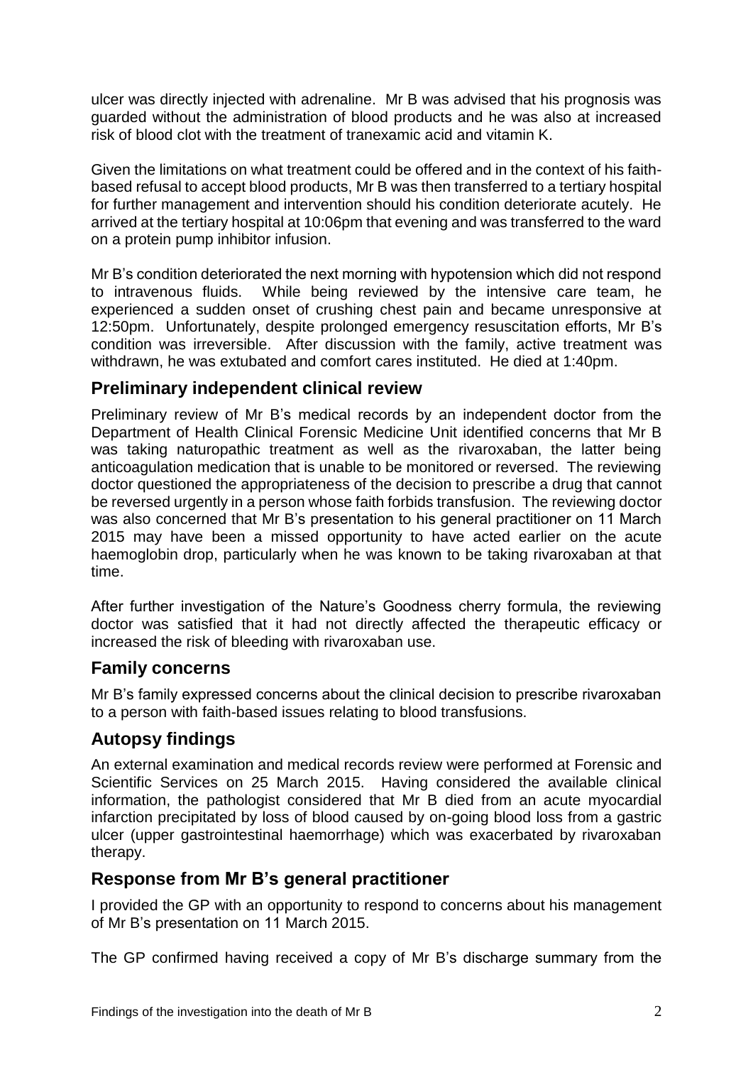ulcer was directly injected with adrenaline. Mr B was advised that his prognosis was guarded without the administration of blood products and he was also at increased risk of blood clot with the treatment of tranexamic acid and vitamin K.

Given the limitations on what treatment could be offered and in the context of his faith-based refusal to accept blood products, Mr B was then transferred to a tertiary hospital for further management and intervention should his condition deteriorate acutely. He arrived at the tertiary hospital at 10:06pm that evening and was transferred to the ward on a protein pump inhibitor infusion.

Mr B's condition deteriorated the next morning with hypotension which did not respond to intravenous fluids. While being reviewed by the intensive care team, he experienced a sudden onset of crushing chest pain and became unresponsive at 12:50pm. Unfortunately, despite prolonged emergency resuscitation efforts, Mr B's condition was irreversible. After discussion with the family, active treatment was withdrawn, he was extubated and comfort cares instituted. He died at 1:40pm.

## Preliminary independent clinical review

Preliminary review of Mr B's medical records by an independent doctor from the Department of Health Clinical Forensic Medicine Unit identified concerns that Mr B was taking naturopathic treatment as well as the rivaroxaban, the latter being anticoagulation medication that is unable to be monitored or reversed. The reviewing doctor questioned the appropriateness of the decision to prescribe a drug that cannot be reversed urgently in a person whose faith forbids transfusion. The reviewing doctor was also concerned that Mr B's presentation to his general practitioner on 11 March 2015 may have been a missed opportunity to have acted earlier on the acute haemoglobin drop, particularly when he was known to be taking rivaroxaban at that time.

After further investigation of the Nature's Goodness cherry formula, the reviewing doctor was satisfied that it had not directly affected the therapeutic efficacy or increased the risk of bleeding with rivaroxaban use.

## Family concerns

Mr B's family expressed concerns about the clinical decision to prescribe rivaroxaban to a person with faith-based issues relating to blood transfusions.

## Autopsy findings

An external examination and medical records review were performed at Forensic and Scientific Services on 25 March 2015. Having considered the available clinical information, the pathologist considered that Mr B died from an acute myocardial infarction precipitated by loss of blood caused by on-going blood loss from a gastric ulcer (upper gastrointestinal haemorrhage) which was exacerbated by rivaroxaban therapy.

## Response from Mr B's general practitioner

I provided the GP with an opportunity to respond to concerns about his management of Mr B's presentation on 11 March 2015.

The GP confirmed having received a copy of Mr B's discharge summary from the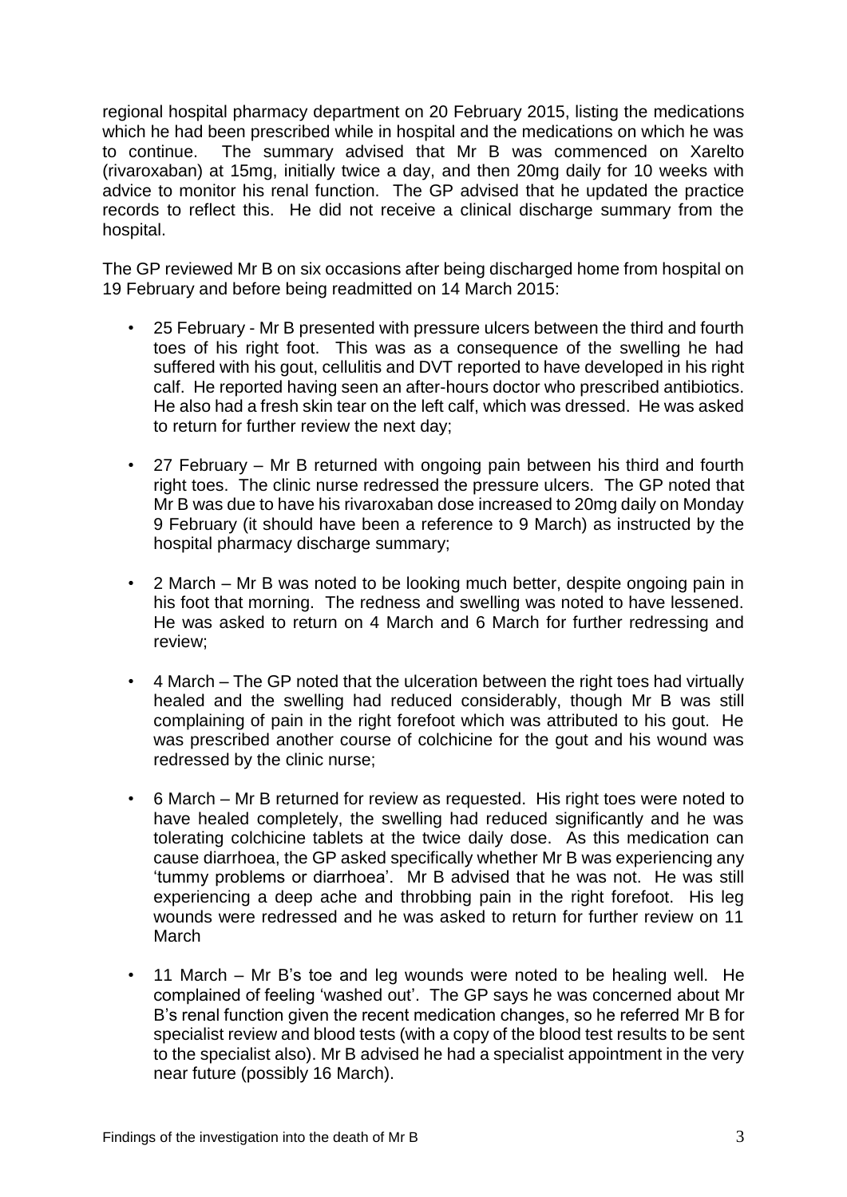regional hospital pharmacy department on 20 February 2015, listing the medications which he had been prescribed while in hospital and the medications on which he was to continue. The summary advised that Mr B was commenced on Xarelto (rivaroxaban) at 15mg, initially twice a day, and then 20mg daily for 10 weeks with advice to monitor his renal function. The GP advised that he updated the practice records to reflect this. He did not receive a clinical discharge summary from the hospital.

The GP reviewed Mr B on six occasions after being discharged home from hospital on 19 February and before being readmitted on 14 March 2015:

- 25 February - Mr B presented with pressure ulcers between the third and fourth toes of his right foot. This was as a consequence of the swelling he had suffered with his gout, cellulitis and DVT reported to have developed in his right calf. He reported having seen an after-hours doctor who prescribed antibiotics. He also had a fresh skin tear on the left calf, which was dressed. He was asked to return for further review the next day;
- 27 February – Mr B returned with ongoing pain between his third and fourth right toes. The clinic nurse redressed the pressure ulcers. The GP noted that Mr B was due to have his rivaroxaban dose increased to 20mg daily on Monday 9 February (it should have been a reference to 9 March) as instructed by the hospital pharmacy discharge summary;
- 2 March – Mr B was noted to be looking much better, despite ongoing pain in his foot that morning. The redness and swelling was noted to have lessened. He was asked to return on 4 March and 6 March for further redressing and review;
- 4 March – The GP noted that the ulceration between the right toes had virtually healed and the swelling had reduced considerably, though Mr B was still complaining of pain in the right forefoot which was attributed to his gout. He was prescribed another course of colchicine for the gout and his wound was redressed by the clinic nurse;
- 6 March – Mr B returned for review as requested. His right toes were noted to have healed completely, the swelling had reduced significantly and he was tolerating colchicine tablets at the twice daily dose. As this medication can cause diarrhoea, the GP asked specifically whether Mr B was experiencing any 'tummy problems or diarrhoea'. Mr B advised that he was not. He was still experiencing a deep ache and throbbing pain in the right forefoot. His leg wounds were redressed and he was asked to return for further review on 11 March
- 11 March – Mr B's toe and leg wounds were noted to be healing well. He complained of feeling 'washed out'. The GP says he was concerned about Mr B's renal function given the recent medication changes, so he referred Mr B for specialist review and blood tests (with a copy of the blood test results to be sent to the specialist also). Mr B advised he had a specialist appointment in the very near future (possibly 16 March).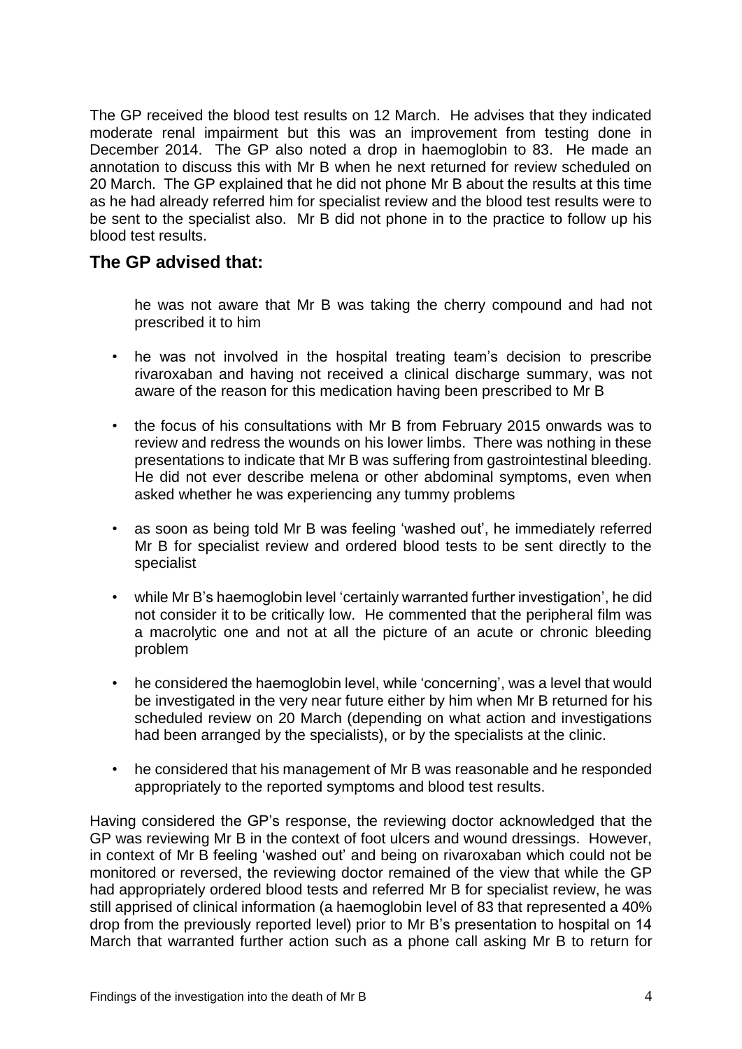The GP received the blood test results on 12 March. He advises that they indicated moderate renal impairment but this was an improvement from testing done in December 2014. The GP also noted a drop in haemoglobin to 83. He made an annotation to discuss this with Mr B when he next returned for review scheduled on 20 March. The GP explained that he did not phone Mr B about the results at this time as he had already referred him for specialist review and the blood test results were to be sent to the specialist also. Mr B did not phone in to the practice to follow up his blood test results.

## The GP advised that:

- he was not aware that Mr B was taking the cherry compound and had not prescribed it to him
- he was not involved in the hospital treating team's decision to prescribe rivaroxaban and having not received a clinical discharge summary, was not aware of the reason for this medication having been prescribed to Mr B
- the focus of his consultations with Mr B from February 2015 onwards was to review and redress the wounds on his lower limbs. There was nothing in these presentations to indicate that Mr B was suffering from gastrointestinal bleeding. He did not ever describe melena or other abdominal symptoms, even when asked whether he was experiencing any tummy problems
- as soon as being told Mr B was feeling 'washed out', he immediately referred Mr B for specialist review and ordered blood tests to be sent directly to the specialist
- while Mr B's haemoglobin level 'certainly warranted further investigation', he did not consider it to be critically low. He commented that the peripheral film was a macrolytic one and not at all the picture of an acute or chronic bleeding problem
- he considered the haemoglobin level, while 'concerning', was a level that would be investigated in the very near future either by him when Mr B returned for his scheduled review on 20 March (depending on what action and investigations had been arranged by the specialists), or by the specialists at the clinic.
- he considered that his management of Mr B was reasonable and he responded appropriately to the reported symptoms and blood test results.

Having considered the GP's response, the reviewing doctor acknowledged that the GP was reviewing Mr B in the context of foot ulcers and wound dressings. However, in context of Mr B feeling 'washed out' and being on rivaroxaban which could not be monitored or reversed, the reviewing doctor remained of the view that while the GP had appropriately ordered blood tests and referred Mr B for specialist review, he was still apprised of clinical information (a haemoglobin level of 83 that represented a 40% drop from the previously reported level) prior to Mr B's presentation to hospital on 14 March that warranted further action such as a phone call asking Mr B to return for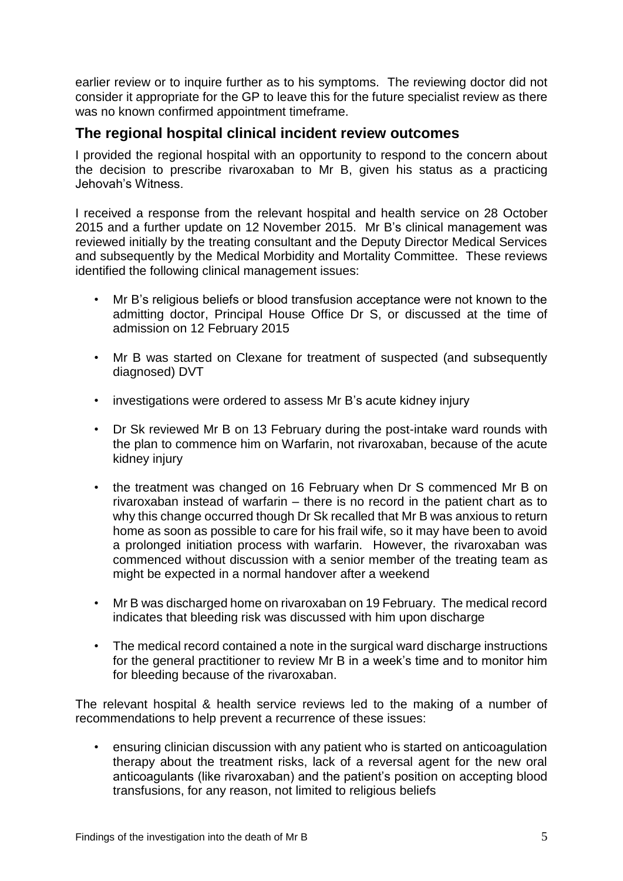earlier review or to inquire further as to his symptoms. The reviewing doctor did not consider it appropriate for the GP to leave this for the future specialist review as there was no known confirmed appointment timeframe.

## The regional hospital clinical incident review outcomes

I provided the regional hospital with an opportunity to respond to the concern about the decision to prescribe rivaroxaban to Mr B, given his status as a practicing Jehovah's Witness.

I received a response from the relevant hospital and health service on 28 October 2015 and a further update on 12 November 2015. Mr B's clinical management was reviewed initially by the treating consultant and the Deputy Director Medical Services and subsequently by the Medical Morbidity and Mortality Committee. These reviews identified the following clinical management issues:

- Mr B's religious beliefs or blood transfusion acceptance were not known to the admitting doctor, Principal House Office Dr S, or discussed at the time of admission on 12 February 2015
- Mr B was started on Clexane for treatment of suspected (and subsequently diagnosed) DVT
- investigations were ordered to assess Mr B's acute kidney injury
- Dr Sk reviewed Mr B on 13 February during the post-intake ward rounds with the plan to commence him on Warfarin, not rivaroxaban, because of the acute kidney injury
- the treatment was changed on 16 February when Dr S commenced Mr B on rivaroxaban instead of warfarin – there is no record in the patient chart as to why this change occurred though Dr Sk recalled that Mr B was anxious to return home as soon as possible to care for his frail wife, so it may have been to avoid a prolonged initiation process with warfarin. However, the rivaroxaban was commenced without discussion with a senior member of the treating team as might be expected in a normal handover after a weekend
- Mr B was discharged home on rivaroxaban on 19 February. The medical record indicates that bleeding risk was discussed with him upon discharge
- The medical record contained a note in the surgical ward discharge instructions for the general practitioner to review Mr B in a week's time and to monitor him for bleeding because of the rivaroxaban.

The relevant hospital & health service reviews led to the making of a number of recommendations to help prevent a recurrence of these issues:

- ensuring clinician discussion with any patient who is started on anticoagulation therapy about the treatment risks, lack of a reversal agent for the new oral anticoagulants (like rivaroxaban) and the patient's position on accepting blood transfusions, for any reason, not limited to religious beliefs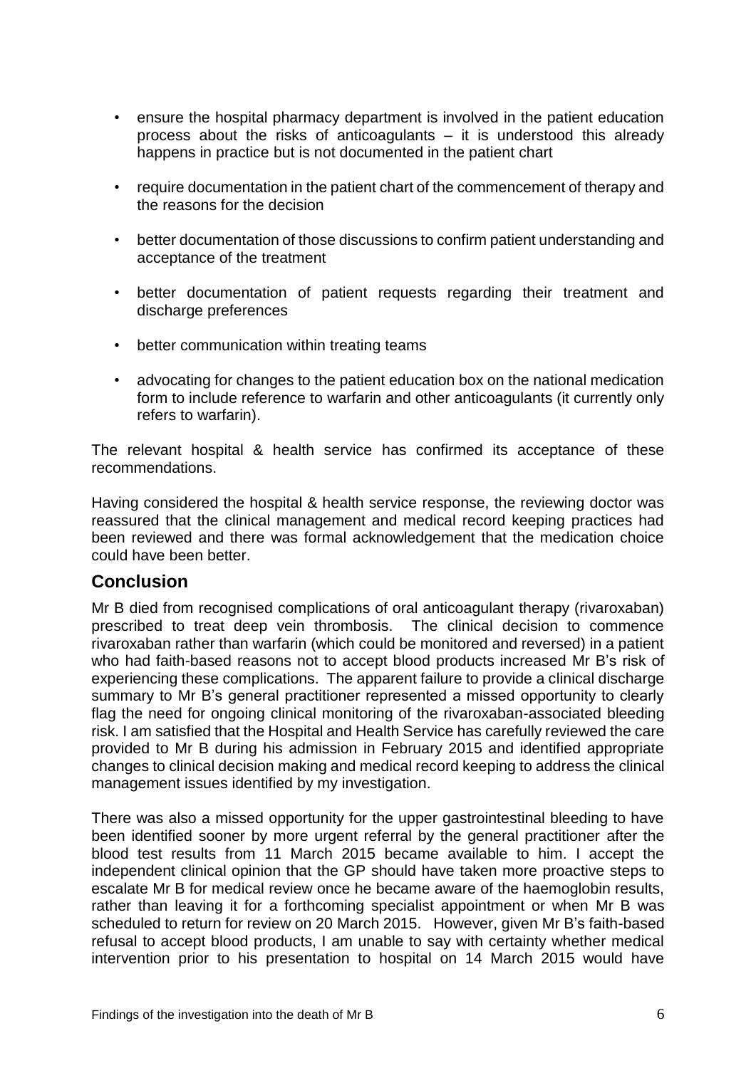- ensure the hospital pharmacy department is involved in the patient education process about the risks of anticoagulants – it is understood this already happens in practice but is not documented in the patient chart
- require documentation in the patient chart of the commencement of therapy and the reasons for the decision
- better documentation of those discussions to confirm patient understanding and acceptance of the treatment
- better documentation of patient requests regarding their treatment and discharge preferences
- better communication within treating teams
- advocating for changes to the patient education box on the national medication form to include reference to warfarin and other anticoagulants (it currently only refers to warfarin).

The relevant hospital & health service has confirmed its acceptance of these recommendations.

Having considered the hospital & health service response, the reviewing doctor was reassured that the clinical management and medical record keeping practices had been reviewed and there was formal acknowledgement that the medication choice could have been better.

## Conclusion

Mr B died from recognised complications of oral anticoagulant therapy (rivaroxaban) prescribed to treat deep vein thrombosis. The clinical decision to commence rivaroxaban rather than warfarin (which could be monitored and reversed) in a patient who had faith-based reasons not to accept blood products increased Mr B's risk of experiencing these complications. The apparent failure to provide a clinical discharge summary to Mr B's general practitioner represented a missed opportunity to clearly flag the need for ongoing clinical monitoring of the rivaroxaban-associated bleeding risk. I am satisfied that the Hospital and Health Service has carefully reviewed the care provided to Mr B during his admission in February 2015 and identified appropriate changes to clinical decision making and medical record keeping to address the clinical management issues identified by my investigation.

There was also a missed opportunity for the upper gastrointestinal bleeding to have been identified sooner by more urgent referral by the general practitioner after the blood test results from 11 March 2015 became available to him. I accept the independent clinical opinion that the GP should have taken more proactive steps to escalate Mr B for medical review once he became aware of the haemoglobin results, rather than leaving it for a forthcoming specialist appointment or when Mr B was scheduled to return for review on 20 March 2015. However, given Mr B's faith-based refusal to accept blood products, I am unable to say with certainty whether medical intervention prior to his presentation to hospital on 14 March 2015 would have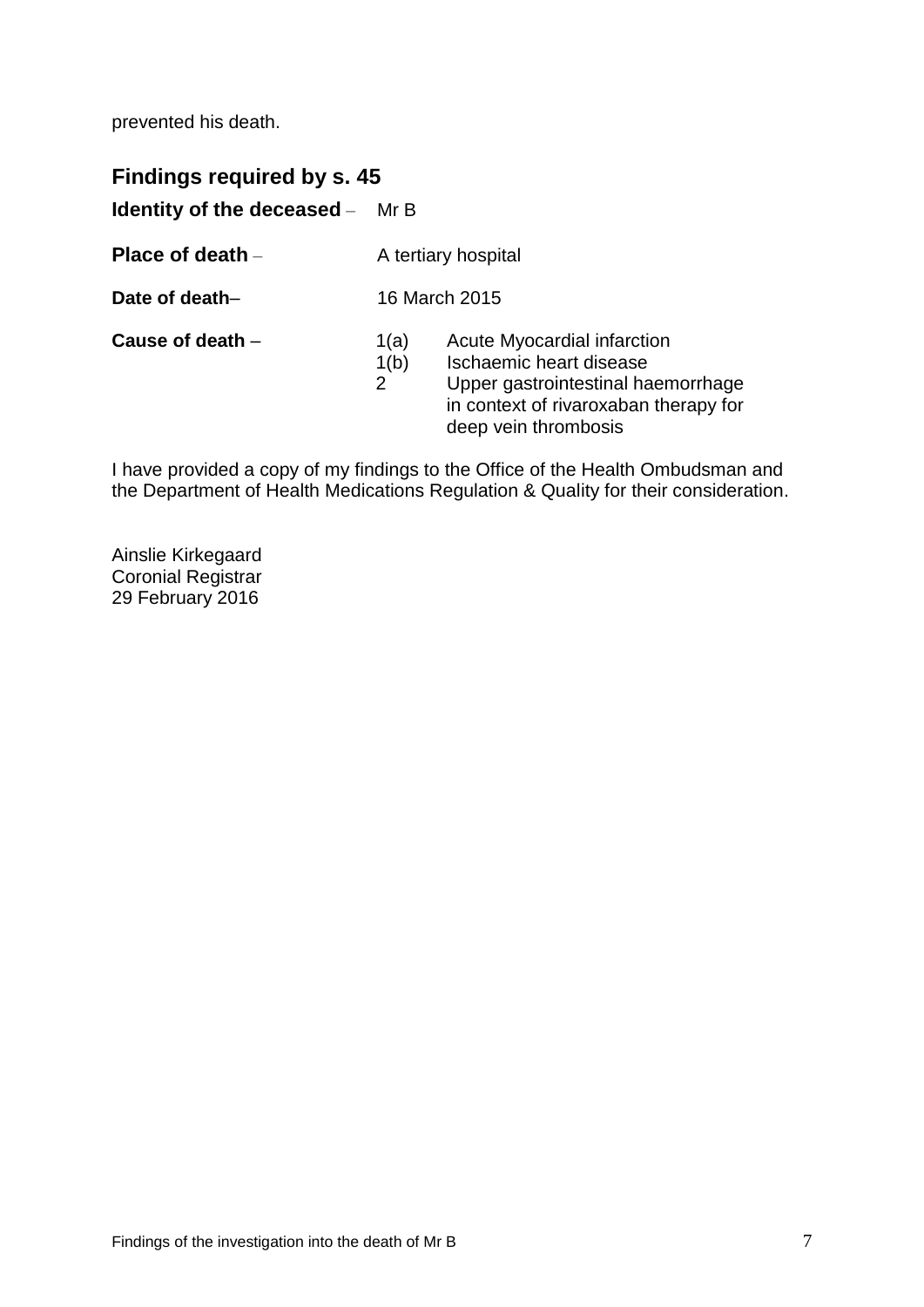prevented his death.

## Findings required by s. 45

**Identity of the deceased** – Mr B

**Place of death** – A tertiary hospital

**Date of death**– 16 March 2015

**Cause of death** –

1(a) Acute Myocardial infarction
1(b) Ischaemic heart disease
2 Upper gastrointestinal haemorrhage in context of rivaroxaban therapy for deep vein thrombosis

I have provided a copy of my findings to the Office of the Health Ombudsman and the Department of Health Medications Regulation & Quality for their consideration.

Ainslie Kirkegaard
Coronial Registrar
29 February 2016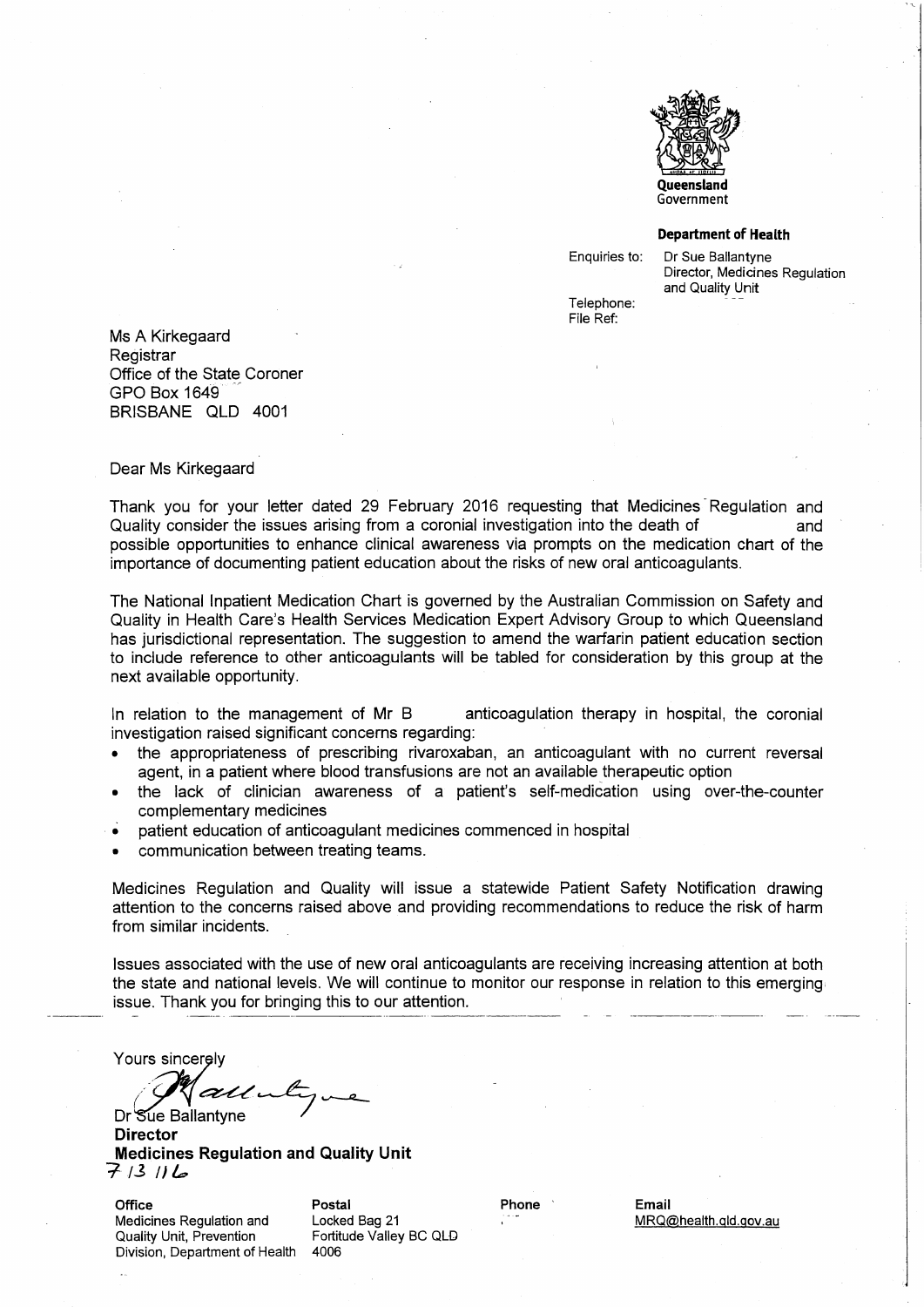Queensland Government

**Department of Health**

Enquiries to: Dr Sue Ballantyne
Director, Medicines Regulation and Quality Unit

Telephone:
File Ref:

Ms A Kirkegaard
Registrar
Office of the State Coroner
GPO Box 1649
BRISBANE QLD 4001

Dear Ms Kirkegaard

Thank you for your letter dated 29 February 2016 requesting that Medicines Regulation and Quality consider the issues arising from a coronial investigation into the death of and possible opportunities to enhance clinical awareness via prompts on the medication chart of the importance of documenting patient education about the risks of new oral anticoagulants.

The National Inpatient Medication Chart is governed by the Australian Commission on Safety and Quality in Health Care's Health Services Medication Expert Advisory Group to which Queensland has jurisdictional representation. The suggestion to amend the warfarin patient education section to include reference to other anticoagulants will be tabled for consideration by this group at the next available opportunity.

In relation to the management of Mr B anticoagulation therapy in hospital, the coronial investigation raised significant concerns regarding:

- the appropriateness of prescribing rivaroxaban, an anticoagulant with no current reversal agent, in a patient where blood transfusions are not an available therapeutic option
- the lack of clinician awareness of a patient's self-medication using over-the-counter complementary medicines
- patient education of anticoagulant medicines commenced in hospital
- communication between treating teams.

Medicines Regulation and Quality will issue a statewide Patient Safety Notification drawing attention to the concerns raised above and providing recommendations to reduce the risk of harm from similar incidents.

Issues associated with the use of new oral anticoagulants are receiving increasing attention at both the state and national levels. We will continue to monitor our response in relation to this emerging issue. Thank you for bringing this to our attention.

Yours sincerely

Dr Sue Ballantyne
**Director**
**Medicines Regulation and Quality Unit**
7/3/16

| | | | |
|---|---|---|---|
| **Office** | **Postal** | **Phone** | **Email** |
| Medicines Regulation and Quality Unit, Prevention Division, Department of Health | Locked Bag 21 Fortitude Valley BC QLD 4006 | | MRQ@health.qld.gov.au |